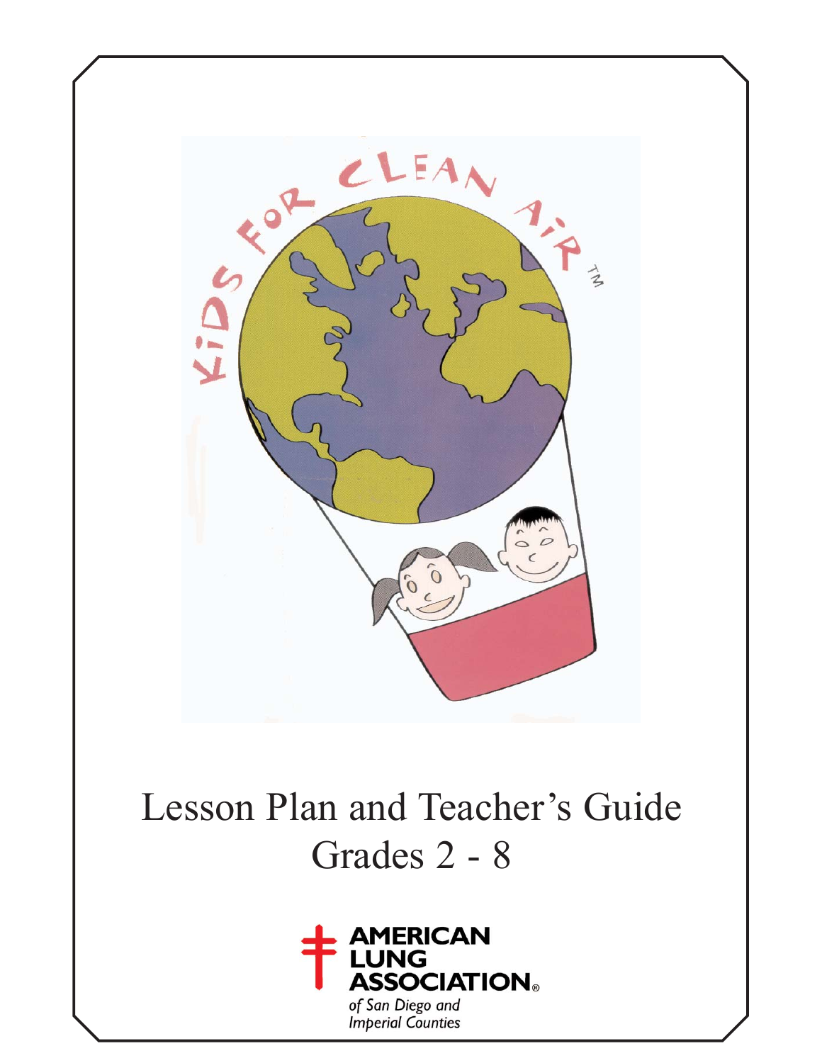KIDS FOR CLEAN AIR™

# Lesson Plan and Teacher's Guide

## Grades 2 - 8

AMERICAN LUNG ASSOCIATION®

*of San Diego and Imperial Counties*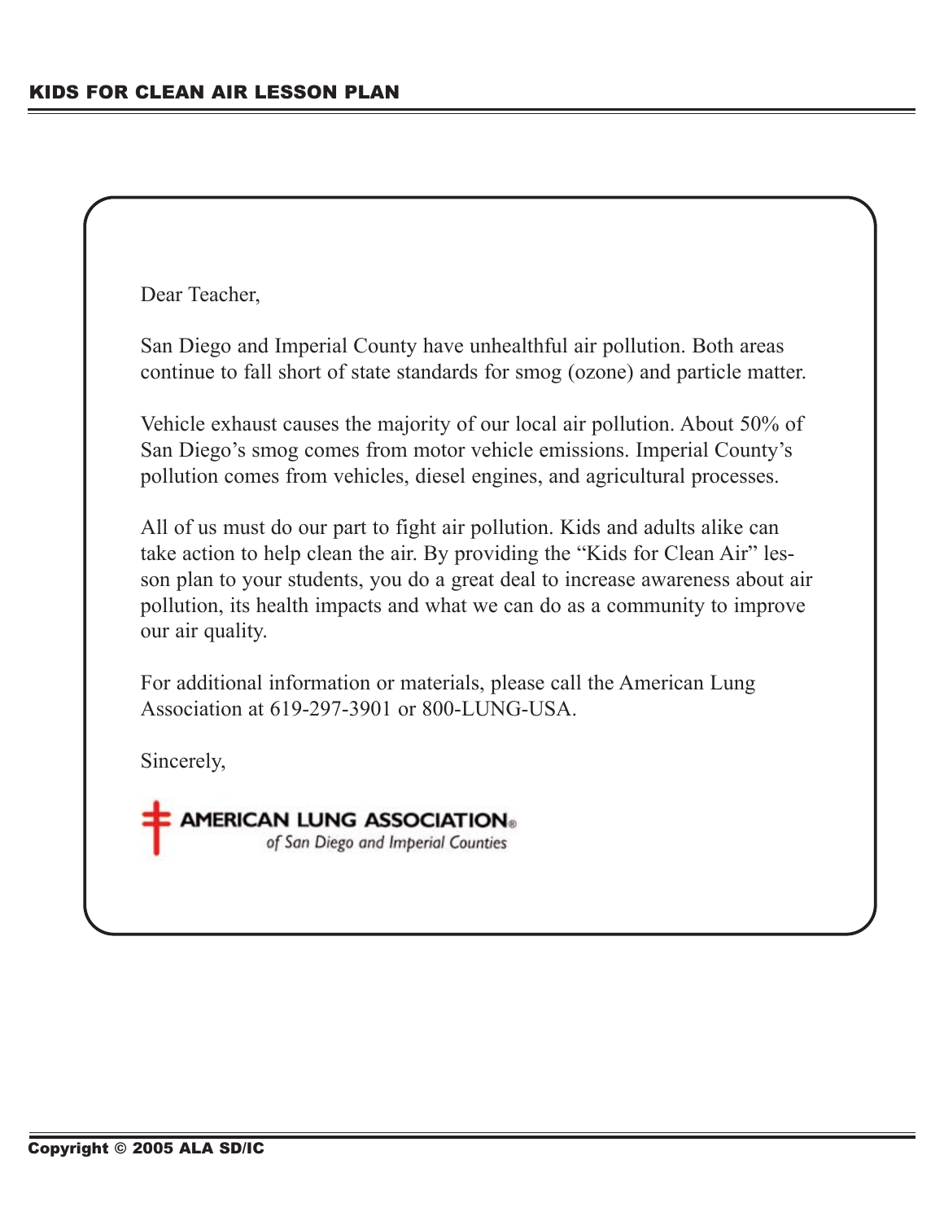Dear Teacher,

San Diego and Imperial County have unhealthful air pollution. Both areas continue to fall short of state standards for smog (ozone) and particle matter.

Vehicle exhaust causes the majority of our local air pollution. About 50% of San Diego's smog comes from motor vehicle emissions. Imperial County's pollution comes from vehicles, diesel engines, and agricultural processes.

All of us must do our part to fight air pollution. Kids and adults alike can take action to help clean the air. By providing the "Kids for Clean Air" lesson plan to your students, you do a great deal to increase awareness about air pollution, its health impacts and what we can do as a community to improve our air quality.

For additional information or materials, please call the American Lung Association at 619-297-3901 or 800-LUNG-USA.

Sincerely,

**AMERICAN LUNG ASSOCIATION®**
*of San Diego and Imperial Counties*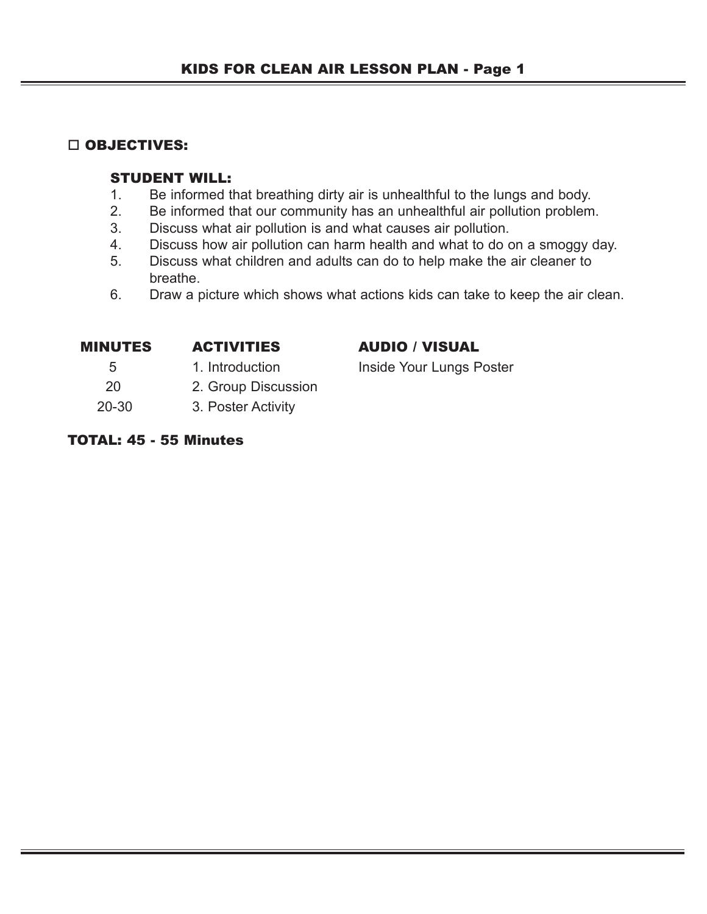# KIDS FOR CLEAN AIR LESSON PLAN - Page 1

## ☐ OBJECTIVES:

### STUDENT WILL:

1. Be informed that breathing dirty air is unhealthful to the lungs and body.
2. Be informed that our community has an unhealthful air pollution problem.
3. Discuss what air pollution is and what causes air pollution.
4. Discuss how air pollution can harm health and what to do on a smoggy day.
5. Discuss what children and adults can do to help make the air cleaner to breathe.
6. Draw a picture which shows what actions kids can take to keep the air clean.

| MINUTES | ACTIVITIES | AUDIO / VISUAL |
|---|---|---|
| 5 | 1. Introduction | Inside Your Lungs Poster |
| 20 | 2. Group Discussion | |
| 20-30 | 3. Poster Activity | |

**TOTAL: 45 - 55 Minutes**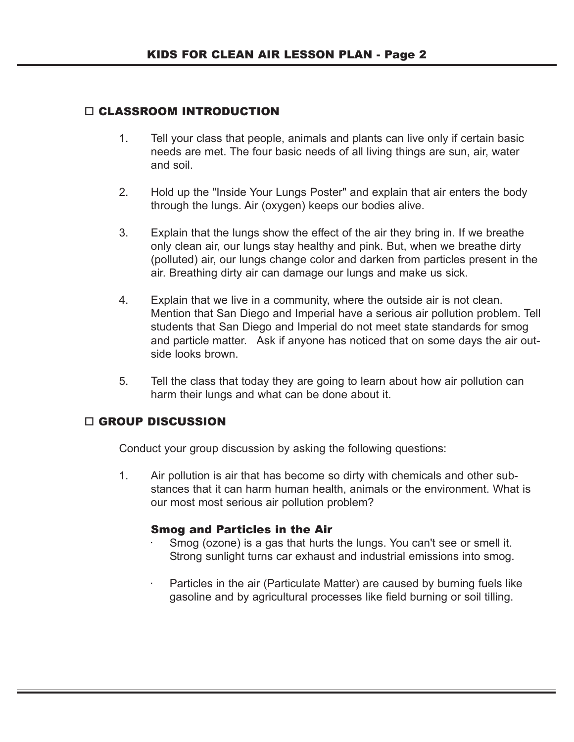## ☐ CLASSROOM INTRODUCTION

1. Tell your class that people, animals and plants can live only if certain basic needs are met. The four basic needs of all living things are sun, air, water and soil.

2. Hold up the "Inside Your Lungs Poster" and explain that air enters the body through the lungs. Air (oxygen) keeps our bodies alive.

3. Explain that the lungs show the effect of the air they bring in. If we breathe only clean air, our lungs stay healthy and pink. But, when we breathe dirty (polluted) air, our lungs change color and darken from particles present in the air. Breathing dirty air can damage our lungs and make us sick.

4. Explain that we live in a community, where the outside air is not clean. Mention that San Diego and Imperial have a serious air pollution problem. Tell students that San Diego and Imperial do not meet state standards for smog and particle matter. Ask if anyone has noticed that on some days the air outside looks brown.

5. Tell the class that today they are going to learn about how air pollution can harm their lungs and what can be done about it.

## ☐ GROUP DISCUSSION

Conduct your group discussion by asking the following questions:

1. Air pollution is air that has become so dirty with chemicals and other substances that it can harm human health, animals or the environment. What is our most most serious air pollution problem?

   **Smog and Particles in the Air**

   - Smog (ozone) is a gas that hurts the lungs. You can't see or smell it. Strong sunlight turns car exhaust and industrial emissions into smog.
   - Particles in the air (Particulate Matter) are caused by burning fuels like gasoline and by agricultural processes like field burning or soil tilling.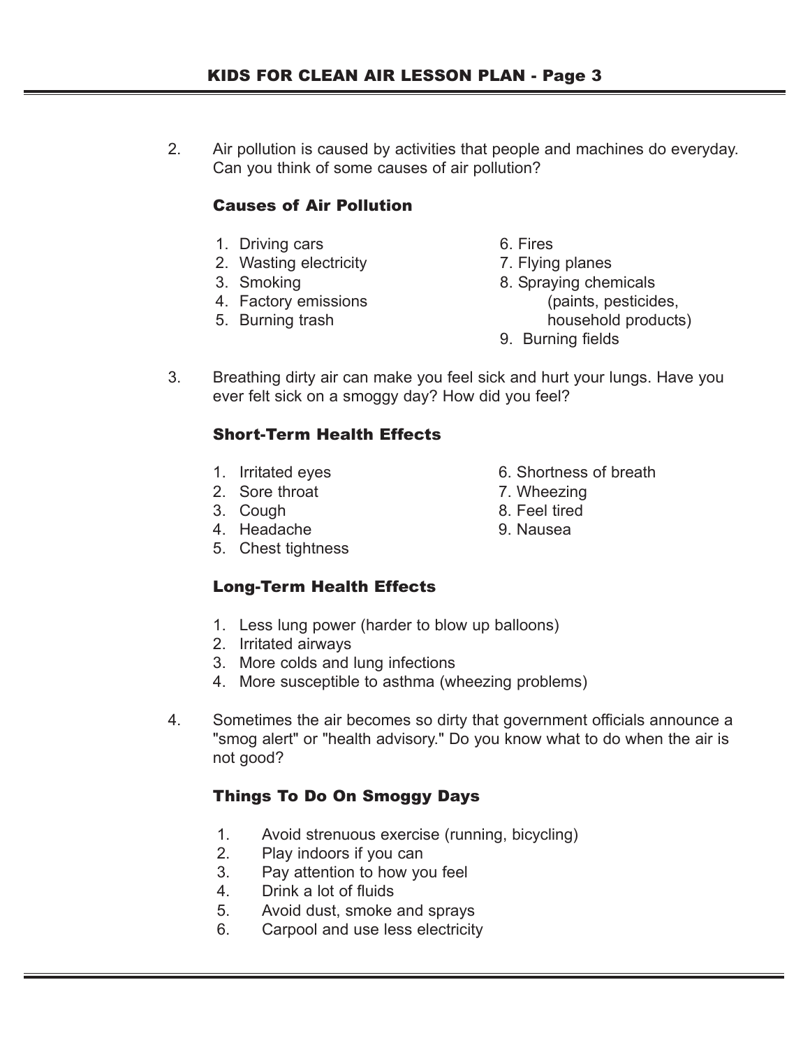2. Air pollution is caused by activities that people and machines do everyday. Can you think of some causes of air pollution?

### Causes of Air Pollution

1. Driving cars
2. Wasting electricity
3. Smoking
4. Factory emissions
5. Burning trash
6. Fires
7. Flying planes
8. Spraying chemicals (paints, pesticides, household products)
9. Burning fields

3. Breathing dirty air can make you feel sick and hurt your lungs. Have you ever felt sick on a smoggy day? How did you feel?

### Short-Term Health Effects

1. Irritated eyes
2. Sore throat
3. Cough
4. Headache
5. Chest tightness
6. Shortness of breath
7. Wheezing
8. Feel tired
9. Nausea

### Long-Term Health Effects

1. Less lung power (harder to blow up balloons)
2. Irritated airways
3. More colds and lung infections
4. More susceptible to asthma (wheezing problems)

4. Sometimes the air becomes so dirty that government officials announce a "smog alert" or "health advisory." Do you know what to do when the air is not good?

### Things To Do On Smoggy Days

1. Avoid strenuous exercise (running, bicycling)
2. Play indoors if you can
3. Pay attention to how you feel
4. Drink a lot of fluids
5. Avoid dust, smoke and sprays
6. Carpool and use less electricity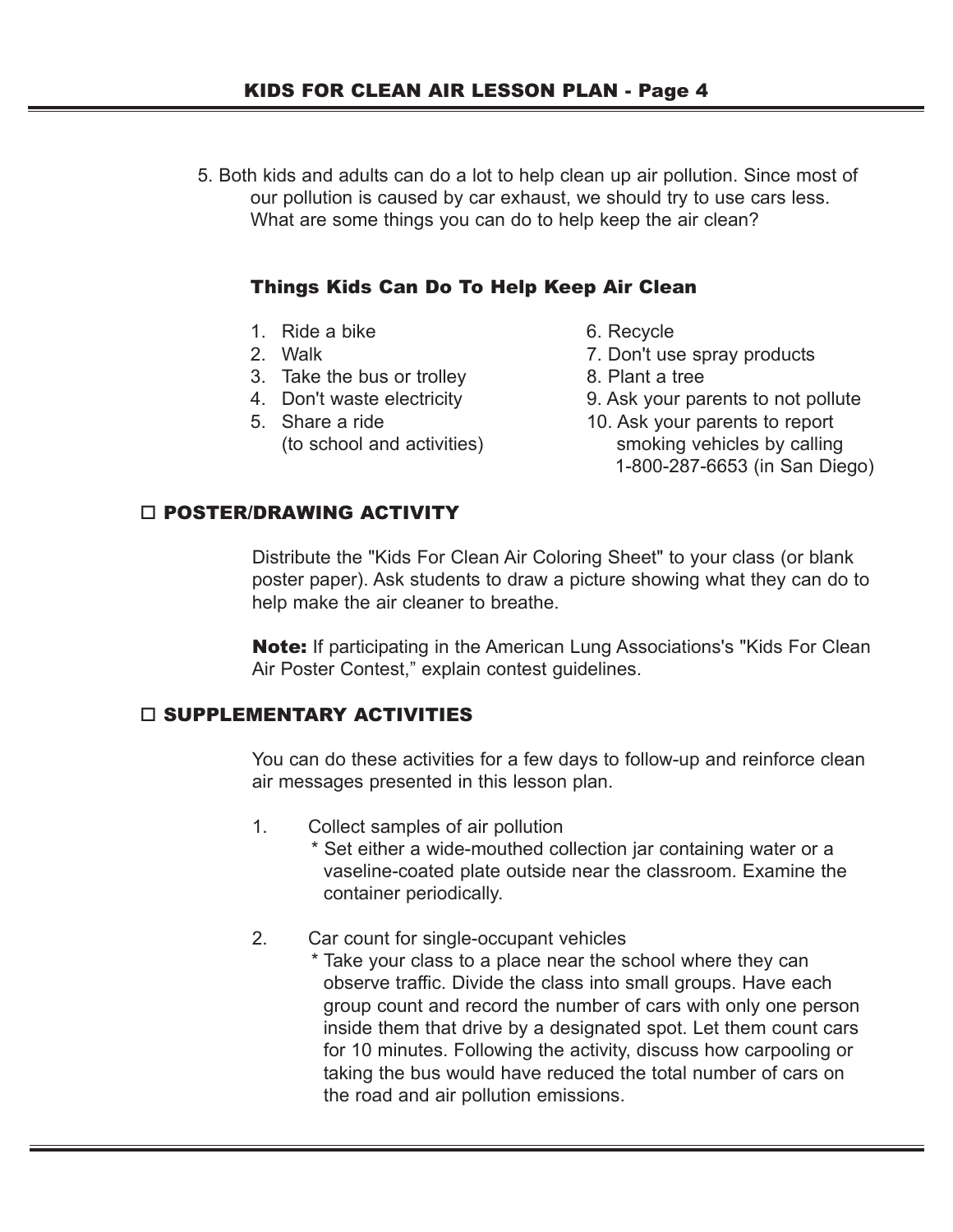5. Both kids and adults can do a lot to help clean up air pollution. Since most of our pollution is caused by car exhaust, we should try to use cars less. What are some things you can do to help keep the air clean?

### Things Kids Can Do To Help Keep Air Clean

1. Ride a bike
2. Walk
3. Take the bus or trolley
4. Don't waste electricity
5. Share a ride (to school and activities)
6. Recycle
7. Don't use spray products
8. Plant a tree
9. Ask your parents to not pollute
10. Ask your parents to report smoking vehicles by calling 1-800-287-6653 (in San Diego)

## ☐ POSTER/DRAWING ACTIVITY

Distribute the "Kids For Clean Air Coloring Sheet" to your class (or blank poster paper). Ask students to draw a picture showing what they can do to help make the air cleaner to breathe.

**Note:** If participating in the American Lung Associations's "Kids For Clean Air Poster Contest," explain contest guidelines.

## ☐ SUPPLEMENTARY ACTIVITIES

You can do these activities for a few days to follow-up and reinforce clean air messages presented in this lesson plan.

1. Collect samples of air pollution
   * Set either a wide-mouthed collection jar containing water or a vaseline-coated plate outside near the classroom. Examine the container periodically.

2. Car count for single-occupant vehicles
   * Take your class to a place near the school where they can observe traffic. Divide the class into small groups. Have each group count and record the number of cars with only one person inside them that drive by a designated spot. Let them count cars for 10 minutes. Following the activity, discuss how carpooling or taking the bus would have reduced the total number of cars on the road and air pollution emissions.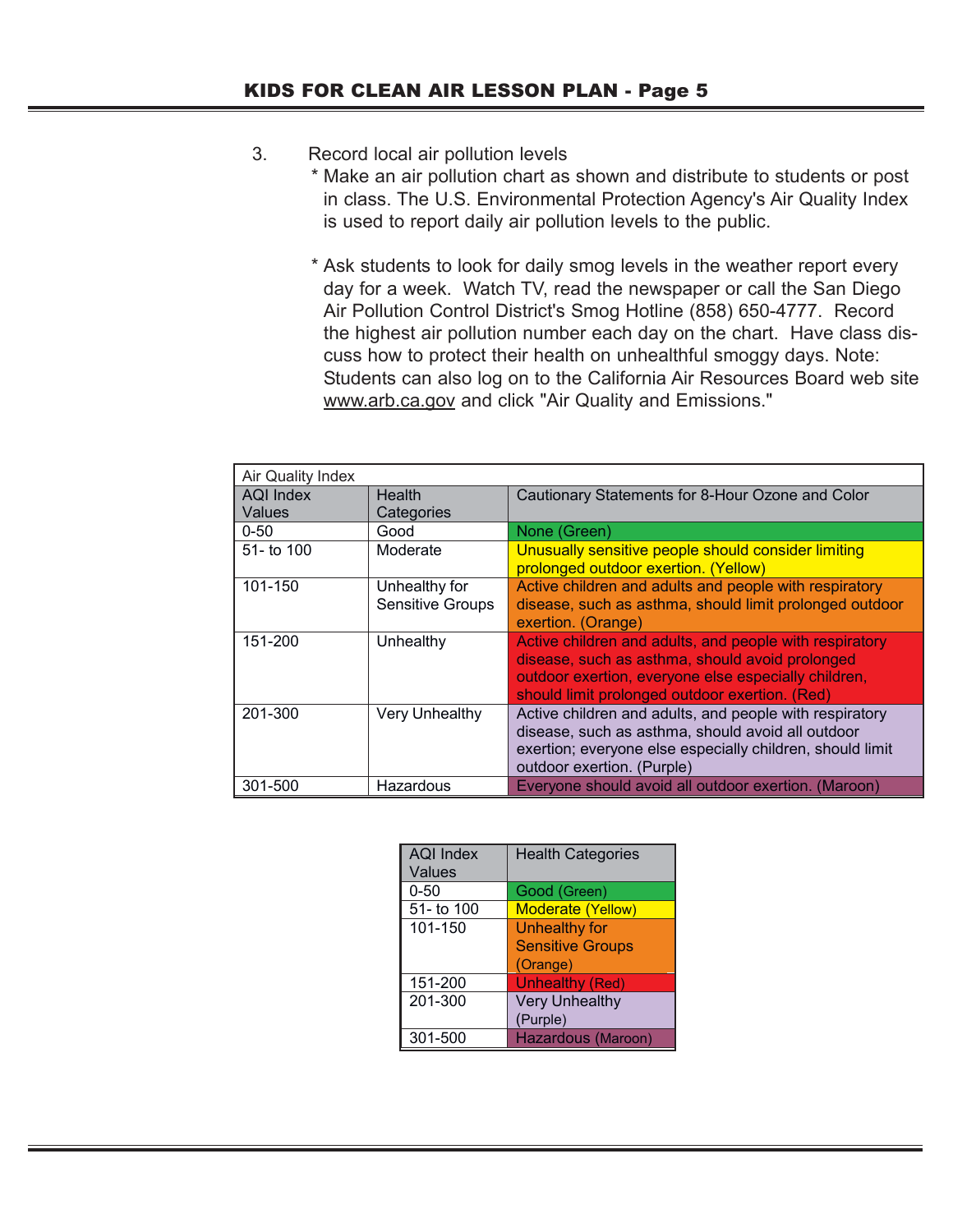3. Record local air pollution levels

   * Make an air pollution chart as shown and distribute to students or post in class. The U.S. Environmental Protection Agency's Air Quality Index is used to report daily air pollution levels to the public.

   * Ask students to look for daily smog levels in the weather report every day for a week. Watch TV, read the newspaper or call the San Diego Air Pollution Control District's Smog Hotline (858) 650-4777. Record the highest air pollution number each day on the chart. Have class discuss how to protect their health on unhealthful smoggy days. Note: Students can also log on to the California Air Resources Board web site www.arb.ca.gov and click "Air Quality and Emissions."

| Air Quality Index | | |
|---|---|---|
| AQI Index Values | Health Categories | Cautionary Statements for 8-Hour Ozone and Color |
| 0-50 | Good | None (Green) |
| 51- to 100 | Moderate | Unusually sensitive people should consider limiting prolonged outdoor exertion. (Yellow) |
| 101-150 | Unhealthy for Sensitive Groups | Active children and adults and people with respiratory disease, such as asthma, should limit prolonged outdoor exertion. (Orange) |
| 151-200 | Unhealthy | Active children and adults, and people with respiratory disease, such as asthma, should avoid prolonged outdoor exertion, everyone else especially children, should limit prolonged outdoor exertion. (Red) |
| 201-300 | Very Unhealthy | Active children and adults, and people with respiratory disease, such as asthma, should avoid all outdoor exertion; everyone else especially children, should limit outdoor exertion. (Purple) |
| 301-500 | Hazardous | Everyone should avoid all outdoor exertion. (Maroon) |

| AQI Index Values | Health Categories |
|---|---|
| 0-50 | Good (Green) |
| 51- to 100 | Moderate (Yellow) |
| 101-150 | Unhealthy for Sensitive Groups (Orange) |
| 151-200 | Unhealthy (Red) |
| 201-300 | Very Unhealthy (Purple) |
| 301-500 | Hazardous (Maroon) |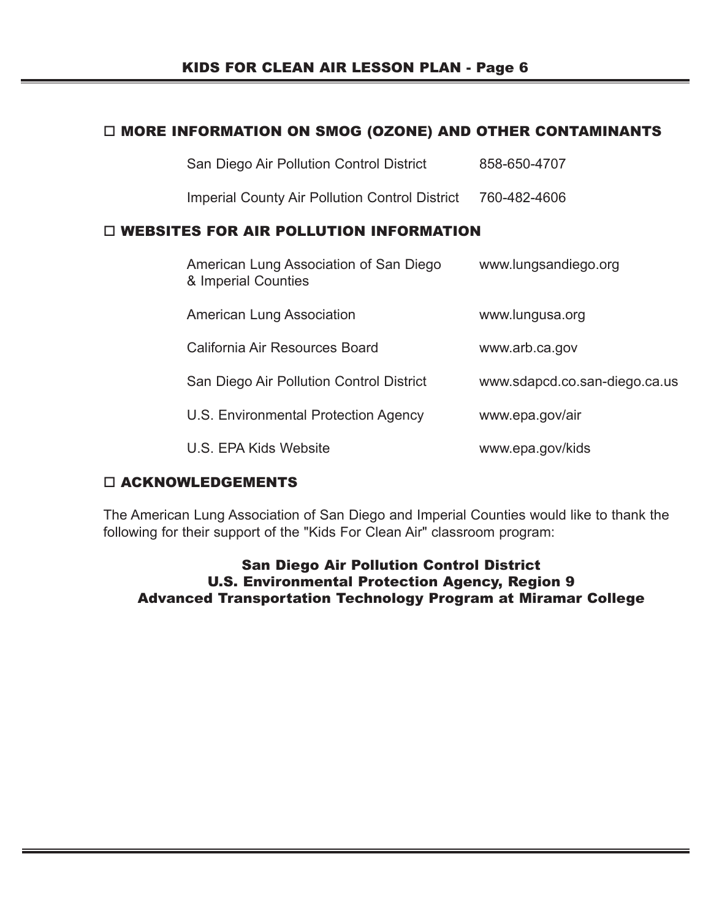## ☐ MORE INFORMATION ON SMOG (OZONE) AND OTHER CONTAMINANTS

| | |
|---|---|
| San Diego Air Pollution Control District | 858-650-4707 |
| Imperial County Air Pollution Control District | 760-482-4606 |

## ☐ WEBSITES FOR AIR POLLUTION INFORMATION

| | |
|---|---|
| American Lung Association of San Diego & Imperial Counties | www.lungsandiego.org |
| American Lung Association | www.lungusa.org |
| California Air Resources Board | www.arb.ca.gov |
| San Diego Air Pollution Control District | www.sdapcd.co.san-diego.ca.us |
| U.S. Environmental Protection Agency | www.epa.gov/air |
| U.S. EPA Kids Website | www.epa.gov/kids |

## ☐ ACKNOWLEDGEMENTS

The American Lung Association of San Diego and Imperial Counties would like to thank the following for their support of the "Kids For Clean Air" classroom program:

**San Diego Air Pollution Control District**
**U.S. Environmental Protection Agency, Region 9**
**Advanced Transportation Technology Program at Miramar College**